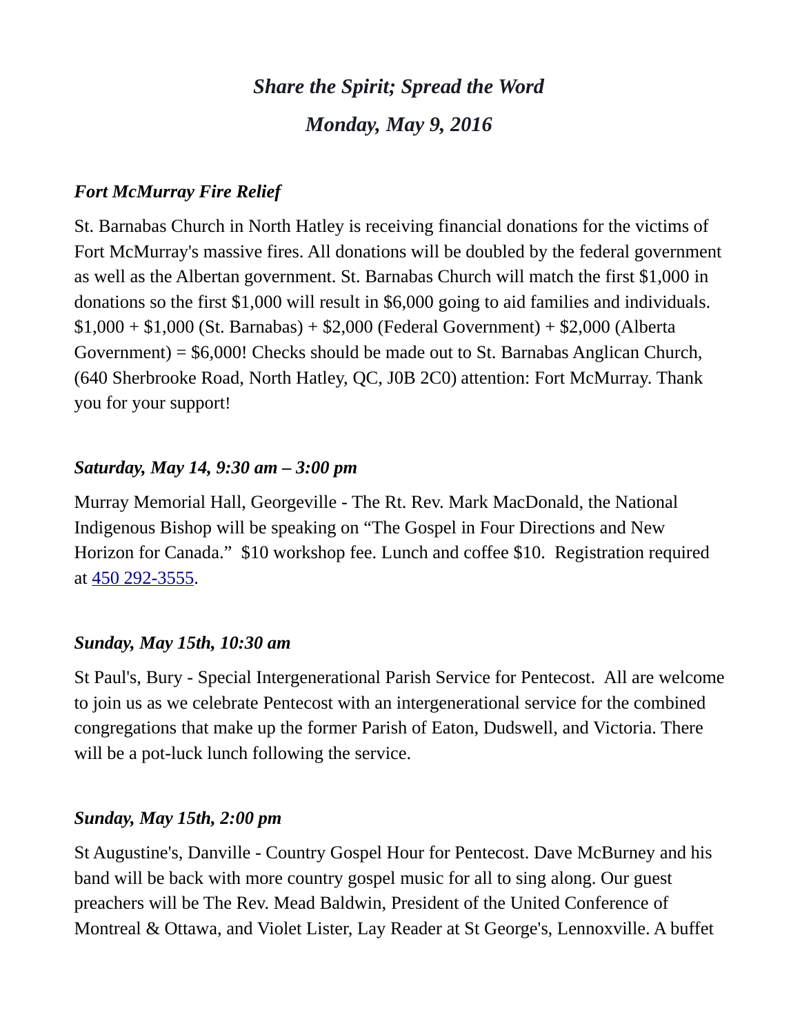# *Share the Spirit; Spread the Word*

## *Monday, May 9, 2016*

### *Fort McMurray Fire Relief*

St. Barnabas Church in North Hatley is receiving financial donations for the victims of Fort McMurray's massive fires. All donations will be doubled by the federal government as well as the Albertan government. St. Barnabas Church will match the first $1,000 in donations so the first $1,000 will result in $6,000 going to aid families and individuals. $1,000 + $1,000 (St. Barnabas) + $2,000 (Federal Government) + $2,000 (Alberta Government) = $6,000! Checks should be made out to St. Barnabas Anglican Church, (640 Sherbrooke Road, North Hatley, QC, J0B 2C0) attention: Fort McMurray. Thank you for your support!

### *Saturday, May 14, 9:30 am – 3:00 pm*

Murray Memorial Hall, Georgeville - The Rt. Rev. Mark MacDonald, the National Indigenous Bishop will be speaking on "The Gospel in Four Directions and New Horizon for Canada." $10 workshop fee. Lunch and coffee $10. Registration required at 450 292-3555.

### *Sunday, May 15th, 10:30 am*

St Paul's, Bury - Special Intergenerational Parish Service for Pentecost. All are welcome to join us as we celebrate Pentecost with an intergenerational service for the combined congregations that make up the former Parish of Eaton, Dudswell, and Victoria. There will be a pot-luck lunch following the service.

### *Sunday, May 15th, 2:00 pm*

St Augustine's, Danville - Country Gospel Hour for Pentecost. Dave McBurney and his band will be back with more country gospel music for all to sing along. Our guest preachers will be The Rev. Mead Baldwin, President of the United Conference of Montreal & Ottawa, and Violet Lister, Lay Reader at St George's, Lennoxville. A buffet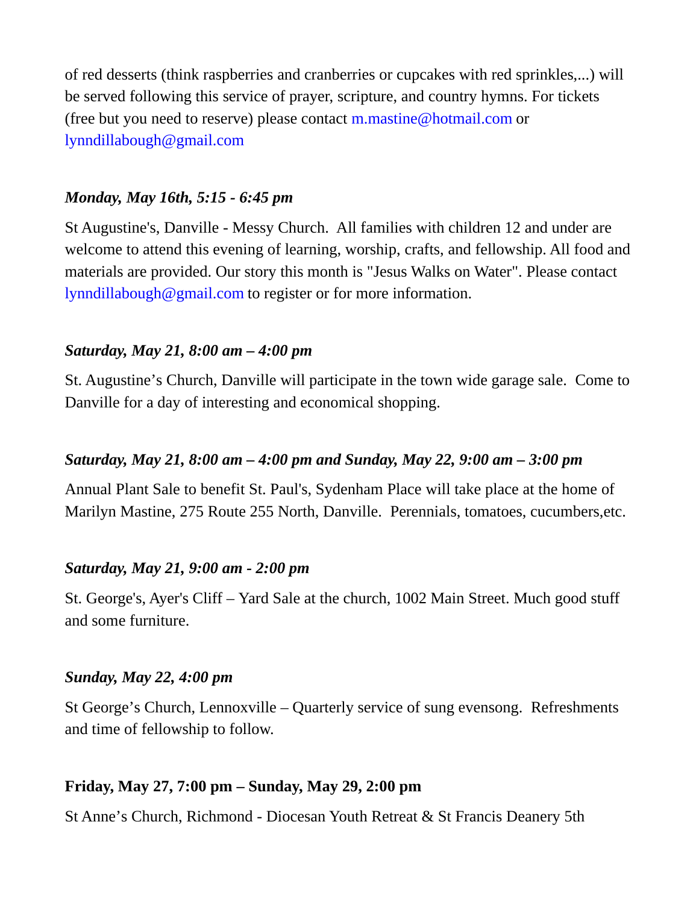of red desserts (think raspberries and cranberries or cupcakes with red sprinkles,...) will be served following this service of prayer, scripture, and country hymns. For tickets (free but you need to reserve) please contact m.mastine@hotmail.com or lynndillabough@gmail.com

***Monday, May 16th, 5:15 - 6:45 pm***

St Augustine's, Danville - Messy Church. All families with children 12 and under are welcome to attend this evening of learning, worship, crafts, and fellowship. All food and materials are provided. Our story this month is "Jesus Walks on Water". Please contact lynndillabough@gmail.com to register or for more information.

***Saturday, May 21, 8:00 am – 4:00 pm***

St. Augustine's Church, Danville will participate in the town wide garage sale. Come to Danville for a day of interesting and economical shopping.

***Saturday, May 21, 8:00 am – 4:00 pm and Sunday, May 22, 9:00 am – 3:00 pm***

Annual Plant Sale to benefit St. Paul's, Sydenham Place will take place at the home of Marilyn Mastine, 275 Route 255 North, Danville. Perennials, tomatoes, cucumbers,etc.

***Saturday, May 21, 9:00 am - 2:00 pm***

St. George's, Ayer's Cliff – Yard Sale at the church, 1002 Main Street. Much good stuff and some furniture.

***Sunday, May 22, 4:00 pm***

St George's Church, Lennoxville – Quarterly service of sung evensong. Refreshments and time of fellowship to follow.

**Friday, May 27, 7:00 pm – Sunday, May 29, 2:00 pm**

St Anne's Church, Richmond - Diocesan Youth Retreat & St Francis Deanery 5th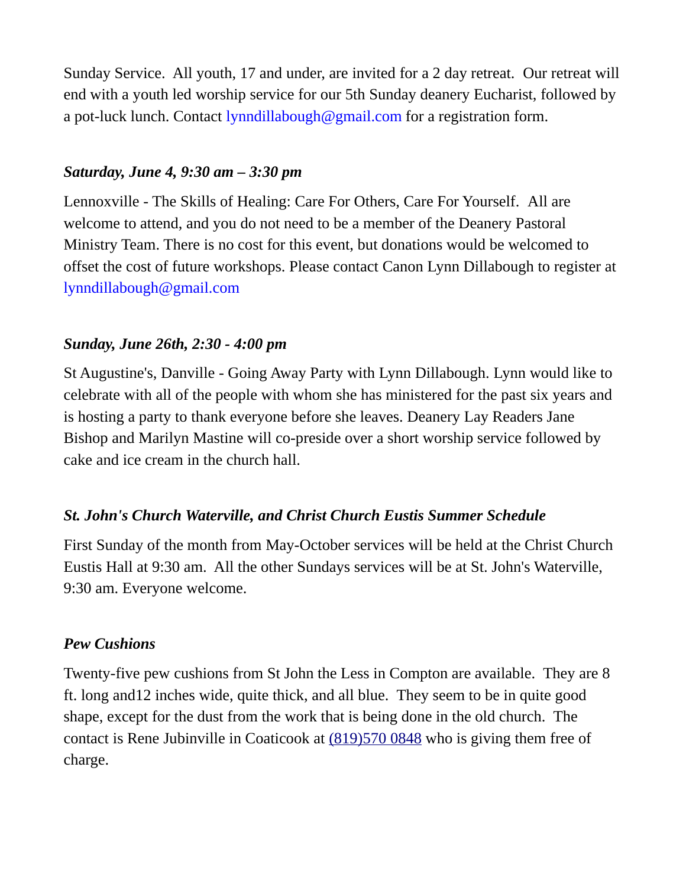Sunday Service.  All youth, 17 and under, are invited for a 2 day retreat.  Our retreat will end with a youth led worship service for our 5th Sunday deanery Eucharist, followed by a pot-luck lunch. Contact lynndillabough@gmail.com for a registration form.

***Saturday, June 4, 9:30 am – 3:30 pm***

Lennoxville - The Skills of Healing: Care For Others, Care For Yourself.  All are welcome to attend, and you do not need to be a member of the Deanery Pastoral Ministry Team. There is no cost for this event, but donations would be welcomed to offset the cost of future workshops. Please contact Canon Lynn Dillabough to register at lynndillabough@gmail.com

***Sunday, June 26th, 2:30 - 4:00 pm***

St Augustine's, Danville - Going Away Party with Lynn Dillabough. Lynn would like to celebrate with all of the people with whom she has ministered for the past six years and is hosting a party to thank everyone before she leaves. Deanery Lay Readers Jane Bishop and Marilyn Mastine will co-preside over a short worship service followed by cake and ice cream in the church hall.

***St. John's Church Waterville, and Christ Church Eustis Summer Schedule***

First Sunday of the month from May-October services will be held at the Christ Church Eustis Hall at 9:30 am.  All the other Sundays services will be at St. John's Waterville, 9:30 am. Everyone welcome.

***Pew Cushions***

Twenty-five pew cushions from St John the Less in Compton are available.  They are 8 ft. long and12 inches wide, quite thick, and all blue.  They seem to be in quite good shape, except for the dust from the work that is being done in the old church.  The contact is Rene Jubinville in Coaticook at (819)570 0848 who is giving them free of charge.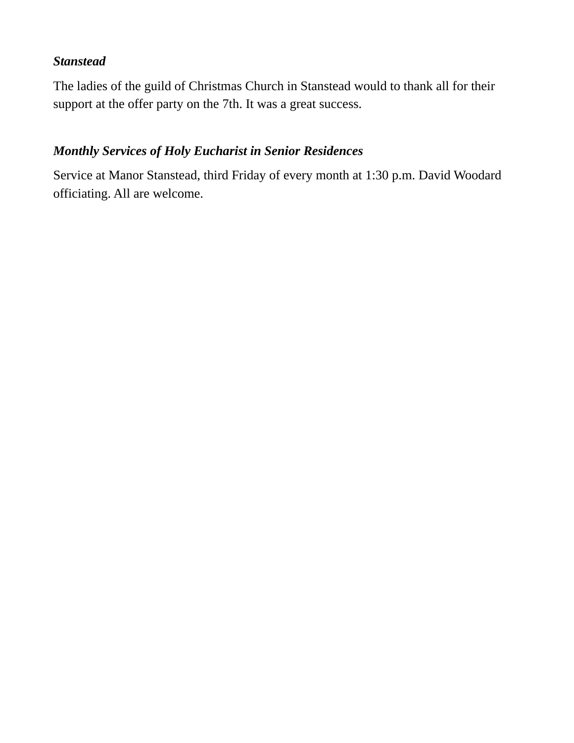***Stanstead***

The ladies of the guild of Christmas Church in Stanstead would to thank all for their support at the offer party on the 7th. It was a great success.

***Monthly Services of Holy Eucharist in Senior Residences***

Service at Manor Stanstead, third Friday of every month at 1:30 p.m. David Woodard officiating. All are welcome.